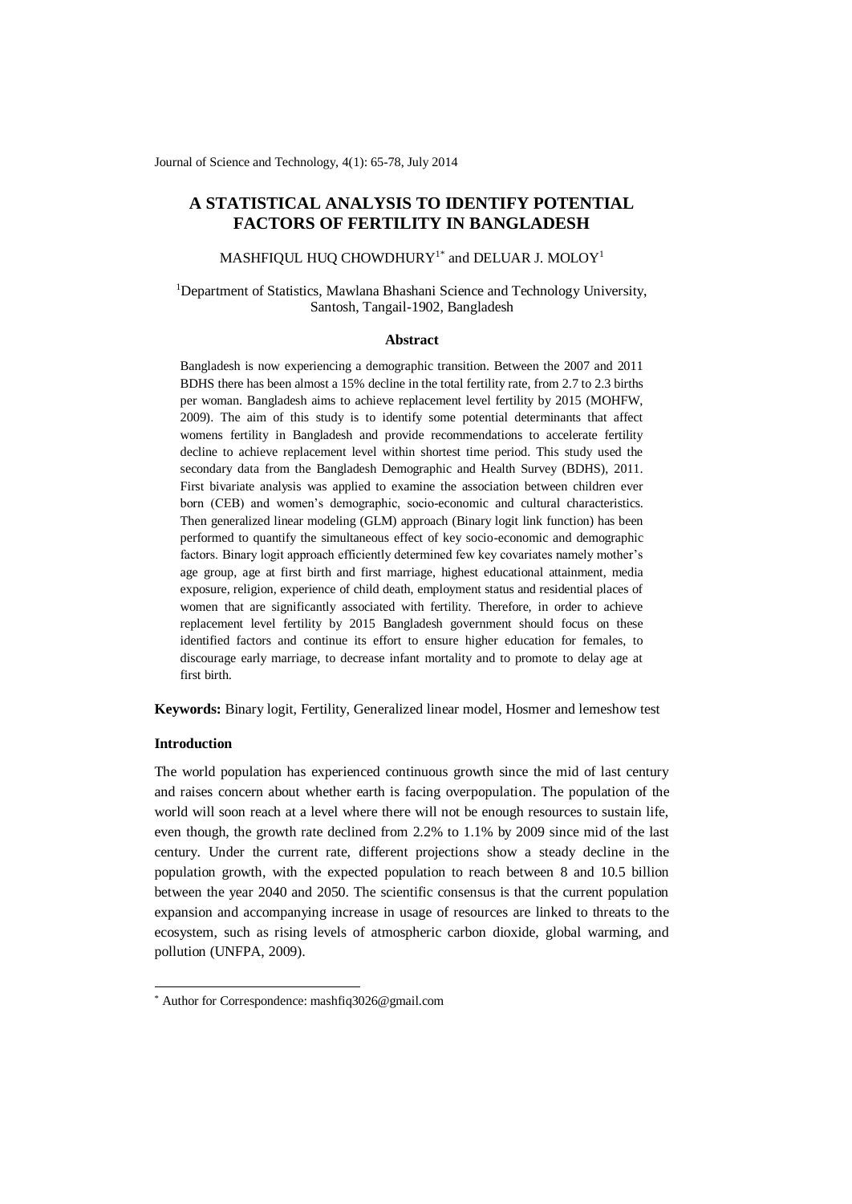# A STATISTICAL ANALYSIS TO IDENTIFY POTENTIAL FACTORS OF FERTILITY IN BANGLADESH

MASHFIQUL HUQ CHOWDHURY[1*] and DELUAR J. MOLOY[1]

[1]Department of Statistics, Mawlana Bhashani Science and Technology University, Santosh, Tangail-1902, Bangladesh

### Abstract

Bangladesh is now experiencing a demographic transition. Between the 2007 and 2011 BDHS there has been almost a 15% decline in the total fertility rate, from 2.7 to 2.3 births per woman. Bangladesh aims to achieve replacement level fertility by 2015 (MOHFW, 2009). The aim of this study is to identify some potential determinants that affect womens fertility in Bangladesh and provide recommendations to accelerate fertility decline to achieve replacement level within shortest time period. This study used the secondary data from the Bangladesh Demographic and Health Survey (BDHS), 2011. First bivariate analysis was applied to examine the association between children ever born (CEB) and women's demographic, socio-economic and cultural characteristics. Then generalized linear modeling (GLM) approach (Binary logit link function) has been performed to quantify the simultaneous effect of key socio-economic and demographic factors. Binary logit approach efficiently determined few key covariates namely mother's age group, age at first birth and first marriage, highest educational attainment, media exposure, religion, experience of child death, employment status and residential places of women that are significantly associated with fertility. Therefore, in order to achieve replacement level fertility by 2015 Bangladesh government should focus on these identified factors and continue its effort to ensure higher education for females, to discourage early marriage, to decrease infant mortality and to promote to delay age at first birth.

**Keywords:** Binary logit, Fertility, Generalized linear model, Hosmer and lemeshow test

### Introduction

The world population has experienced continuous growth since the mid of last century and raises concern about whether earth is facing overpopulation. The population of the world will soon reach at a level where there will not be enough resources to sustain life, even though, the growth rate declined from 2.2% to 1.1% by 2009 since mid of the last century. Under the current rate, different projections show a steady decline in the population growth, with the expected population to reach between 8 and 10.5 billion between the year 2040 and 2050. The scientific consensus is that the current population expansion and accompanying increase in usage of resources are linked to threats to the ecosystem, such as rising levels of atmospheric carbon dioxide, global warming, and pollution (UNFPA, 2009).

* Author for Correspondence: mashfiq3026@gmail.com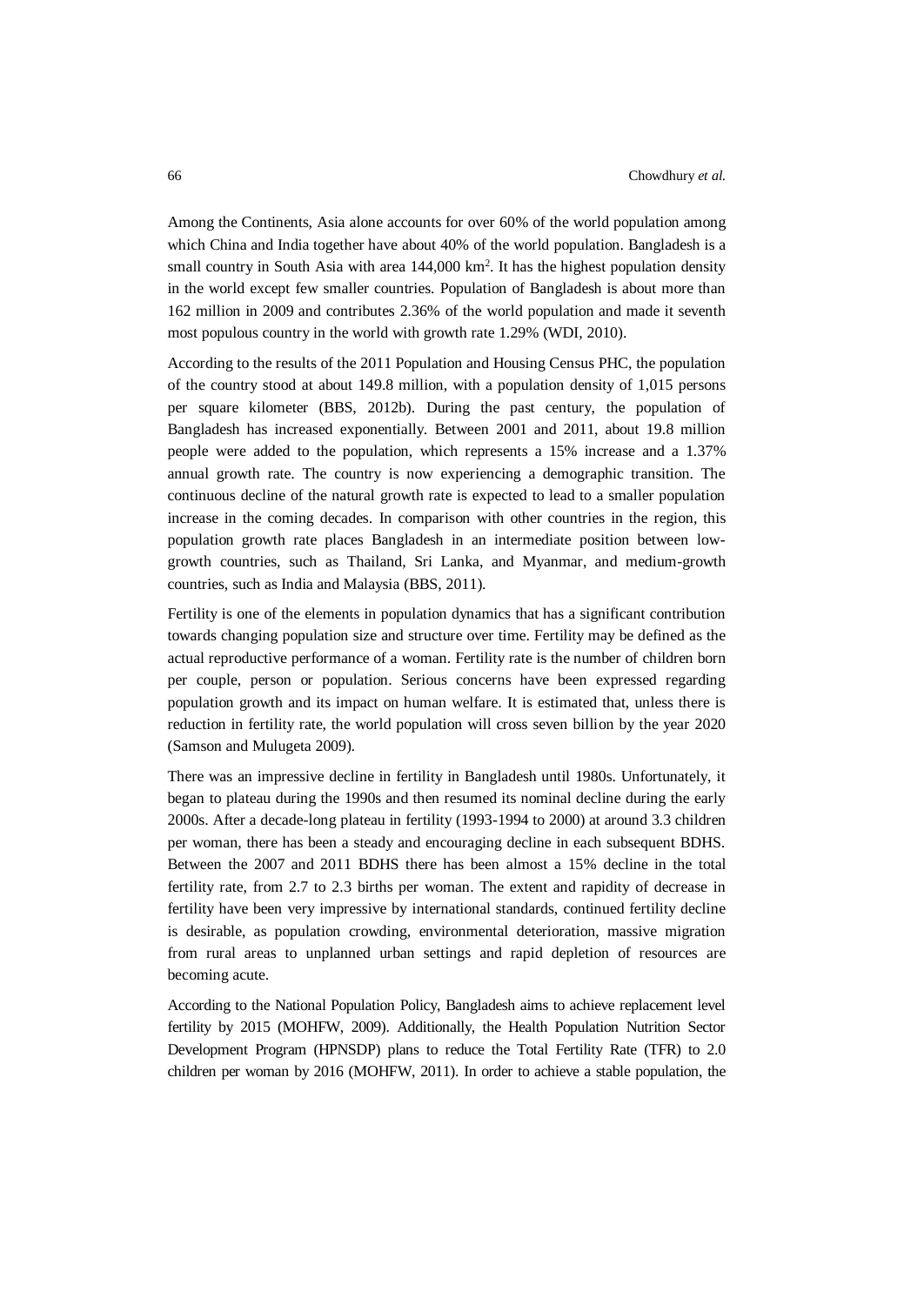Among the Continents, Asia alone accounts for over 60% of the world population among which China and India together have about 40% of the world population. Bangladesh is a small country in South Asia with area 144,000 km$^2$. It has the highest population density in the world except few smaller countries. Population of Bangladesh is about more than 162 million in 2009 and contributes 2.36% of the world population and made it seventh most populous country in the world with growth rate 1.29% (WDI, 2010).

According to the results of the 2011 Population and Housing Census PHC, the population of the country stood at about 149.8 million, with a population density of 1,015 persons per square kilometer (BBS, 2012b). During the past century, the population of Bangladesh has increased exponentially. Between 2001 and 2011, about 19.8 million people were added to the population, which represents a 15% increase and a 1.37% annual growth rate. The country is now experiencing a demographic transition. The continuous decline of the natural growth rate is expected to lead to a smaller population increase in the coming decades. In comparison with other countries in the region, this population growth rate places Bangladesh in an intermediate position between low-growth countries, such as Thailand, Sri Lanka, and Myanmar, and medium-growth countries, such as India and Malaysia (BBS, 2011).

Fertility is one of the elements in population dynamics that has a significant contribution towards changing population size and structure over time. Fertility may be defined as the actual reproductive performance of a woman. Fertility rate is the number of children born per couple, person or population. Serious concerns have been expressed regarding population growth and its impact on human welfare. It is estimated that, unless there is reduction in fertility rate, the world population will cross seven billion by the year 2020 (Samson and Mulugeta 2009).

There was an impressive decline in fertility in Bangladesh until 1980s. Unfortunately, it began to plateau during the 1990s and then resumed its nominal decline during the early 2000s. After a decade-long plateau in fertility (1993-1994 to 2000) at around 3.3 children per woman, there has been a steady and encouraging decline in each subsequent BDHS. Between the 2007 and 2011 BDHS there has been almost a 15% decline in the total fertility rate, from 2.7 to 2.3 births per woman. The extent and rapidity of decrease in fertility have been very impressive by international standards, continued fertility decline is desirable, as population crowding, environmental deterioration, massive migration from rural areas to unplanned urban settings and rapid depletion of resources are becoming acute.

According to the National Population Policy, Bangladesh aims to achieve replacement level fertility by 2015 (MOHFW, 2009). Additionally, the Health Population Nutrition Sector Development Program (HPNSDP) plans to reduce the Total Fertility Rate (TFR) to 2.0 children per woman by 2016 (MOHFW, 2011). In order to achieve a stable population, the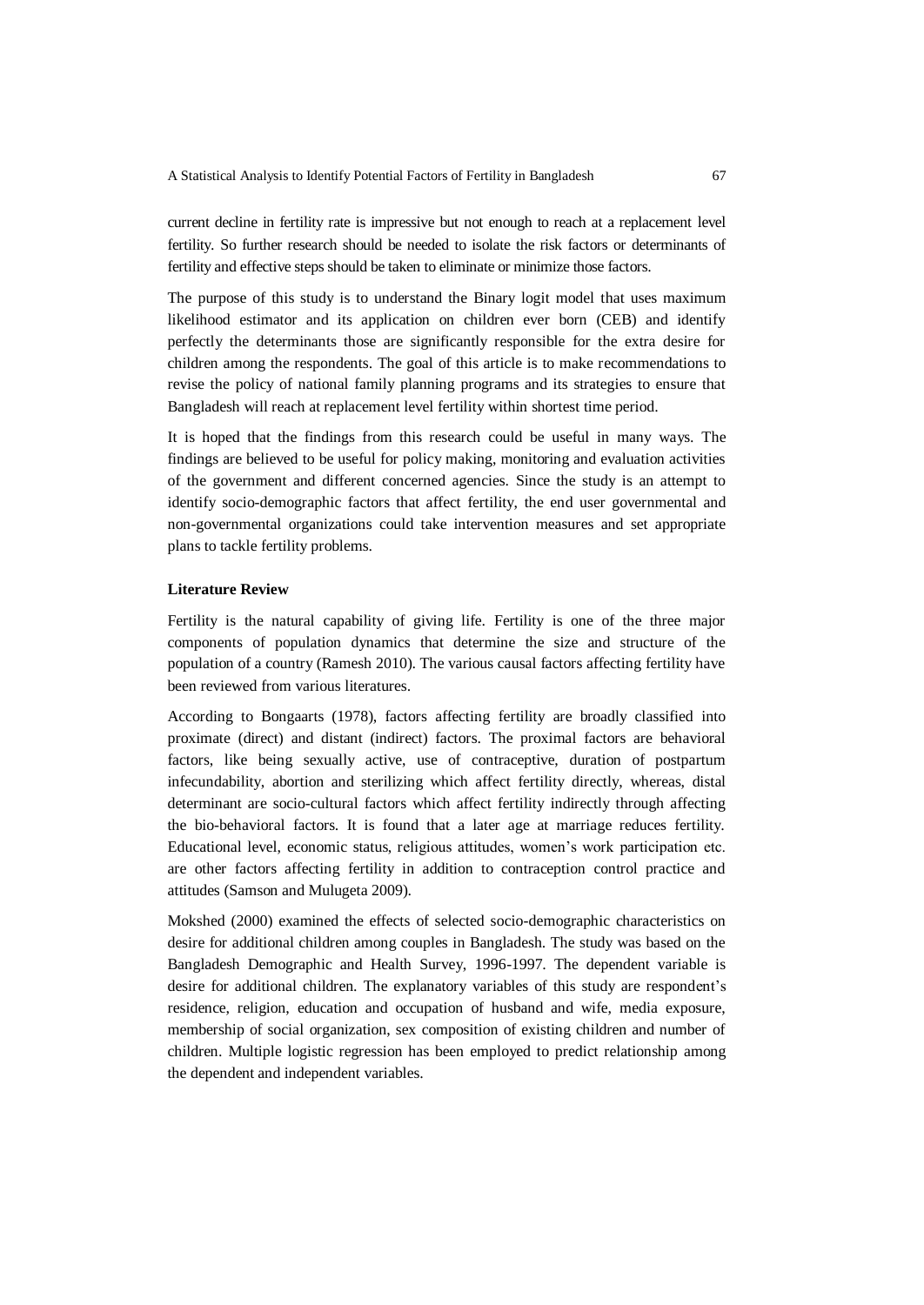current decline in fertility rate is impressive but not enough to reach at a replacement level fertility. So further research should be needed to isolate the risk factors or determinants of fertility and effective steps should be taken to eliminate or minimize those factors.

The purpose of this study is to understand the Binary logit model that uses maximum likelihood estimator and its application on children ever born (CEB) and identify perfectly the determinants those are significantly responsible for the extra desire for children among the respondents. The goal of this article is to make recommendations to revise the policy of national family planning programs and its strategies to ensure that Bangladesh will reach at replacement level fertility within shortest time period.

It is hoped that the findings from this research could be useful in many ways. The findings are believed to be useful for policy making, monitoring and evaluation activities of the government and different concerned agencies. Since the study is an attempt to identify socio-demographic factors that affect fertility, the end user governmental and non-governmental organizations could take intervention measures and set appropriate plans to tackle fertility problems.

**Literature Review**

Fertility is the natural capability of giving life. Fertility is one of the three major components of population dynamics that determine the size and structure of the population of a country (Ramesh 2010). The various causal factors affecting fertility have been reviewed from various literatures.

According to Bongaarts (1978), factors affecting fertility are broadly classified into proximate (direct) and distant (indirect) factors. The proximal factors are behavioral factors, like being sexually active, use of contraceptive, duration of postpartum infecundability, abortion and sterilizing which affect fertility directly, whereas, distal determinant are socio-cultural factors which affect fertility indirectly through affecting the bio-behavioral factors. It is found that a later age at marriage reduces fertility. Educational level, economic status, religious attitudes, women's work participation etc. are other factors affecting fertility in addition to contraception control practice and attitudes (Samson and Mulugeta 2009).

Mokshed (2000) examined the effects of selected socio-demographic characteristics on desire for additional children among couples in Bangladesh. The study was based on the Bangladesh Demographic and Health Survey, 1996-1997. The dependent variable is desire for additional children. The explanatory variables of this study are respondent's residence, religion, education and occupation of husband and wife, media exposure, membership of social organization, sex composition of existing children and number of children. Multiple logistic regression has been employed to predict relationship among the dependent and independent variables.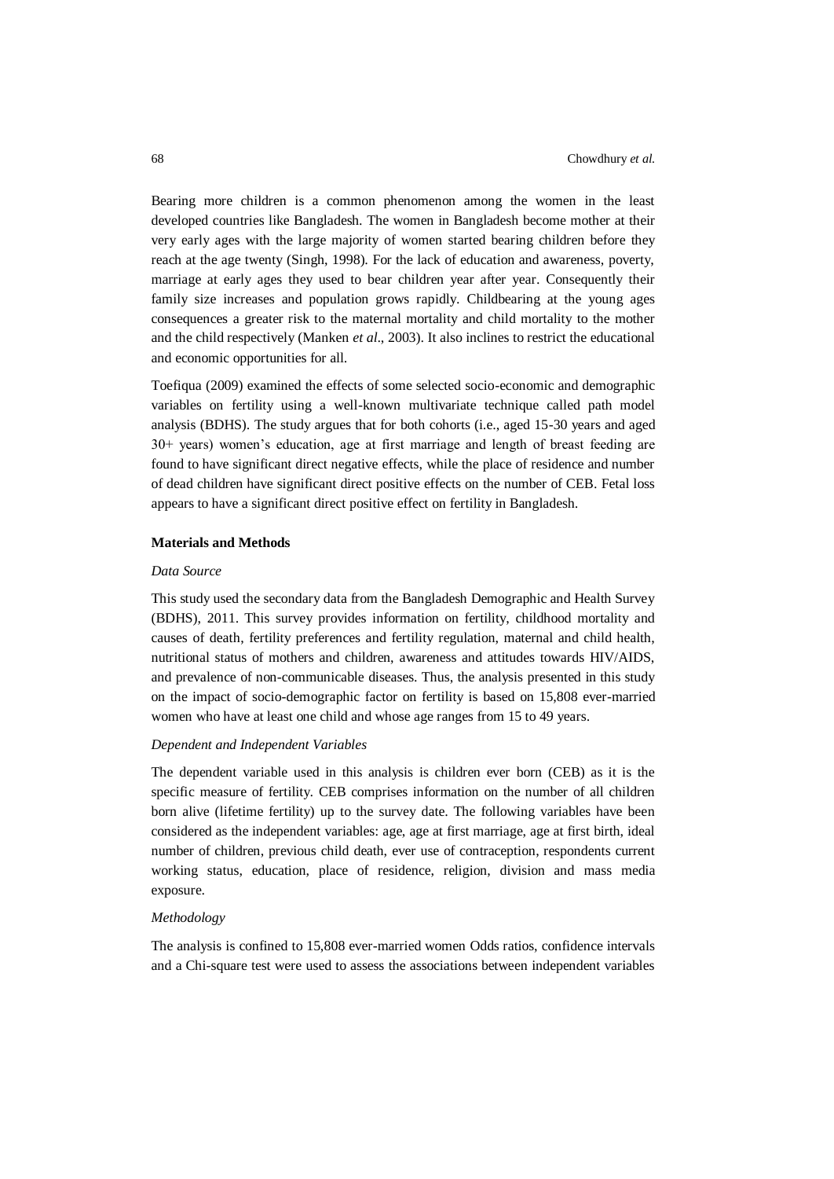Bearing more children is a common phenomenon among the women in the least developed countries like Bangladesh. The women in Bangladesh become mother at their very early ages with the large majority of women started bearing children before they reach at the age twenty (Singh, 1998). For the lack of education and awareness, poverty, marriage at early ages they used to bear children year after year. Consequently their family size increases and population grows rapidly. Childbearing at the young ages consequences a greater risk to the maternal mortality and child mortality to the mother and the child respectively (Manken *et al*., 2003). It also inclines to restrict the educational and economic opportunities for all.

Toefiqua (2009) examined the effects of some selected socio-economic and demographic variables on fertility using a well-known multivariate technique called path model analysis (BDHS). The study argues that for both cohorts (i.e., aged 15-30 years and aged 30+ years) women's education, age at first marriage and length of breast feeding are found to have significant direct negative effects, while the place of residence and number of dead children have significant direct positive effects on the number of CEB. Fetal loss appears to have a significant direct positive effect on fertility in Bangladesh.

## Materials and Methods

### *Data Source*

This study used the secondary data from the Bangladesh Demographic and Health Survey (BDHS), 2011. This survey provides information on fertility, childhood mortality and causes of death, fertility preferences and fertility regulation, maternal and child health, nutritional status of mothers and children, awareness and attitudes towards HIV/AIDS, and prevalence of non-communicable diseases. Thus, the analysis presented in this study on the impact of socio-demographic factor on fertility is based on 15,808 ever-married women who have at least one child and whose age ranges from 15 to 49 years.

### *Dependent and Independent Variables*

The dependent variable used in this analysis is children ever born (CEB) as it is the specific measure of fertility. CEB comprises information on the number of all children born alive (lifetime fertility) up to the survey date. The following variables have been considered as the independent variables: age, age at first marriage, age at first birth, ideal number of children, previous child death, ever use of contraception, respondents current working status, education, place of residence, religion, division and mass media exposure.

### *Methodology*

The analysis is confined to 15,808 ever-married women Odds ratios, confidence intervals and a Chi-square test were used to assess the associations between independent variables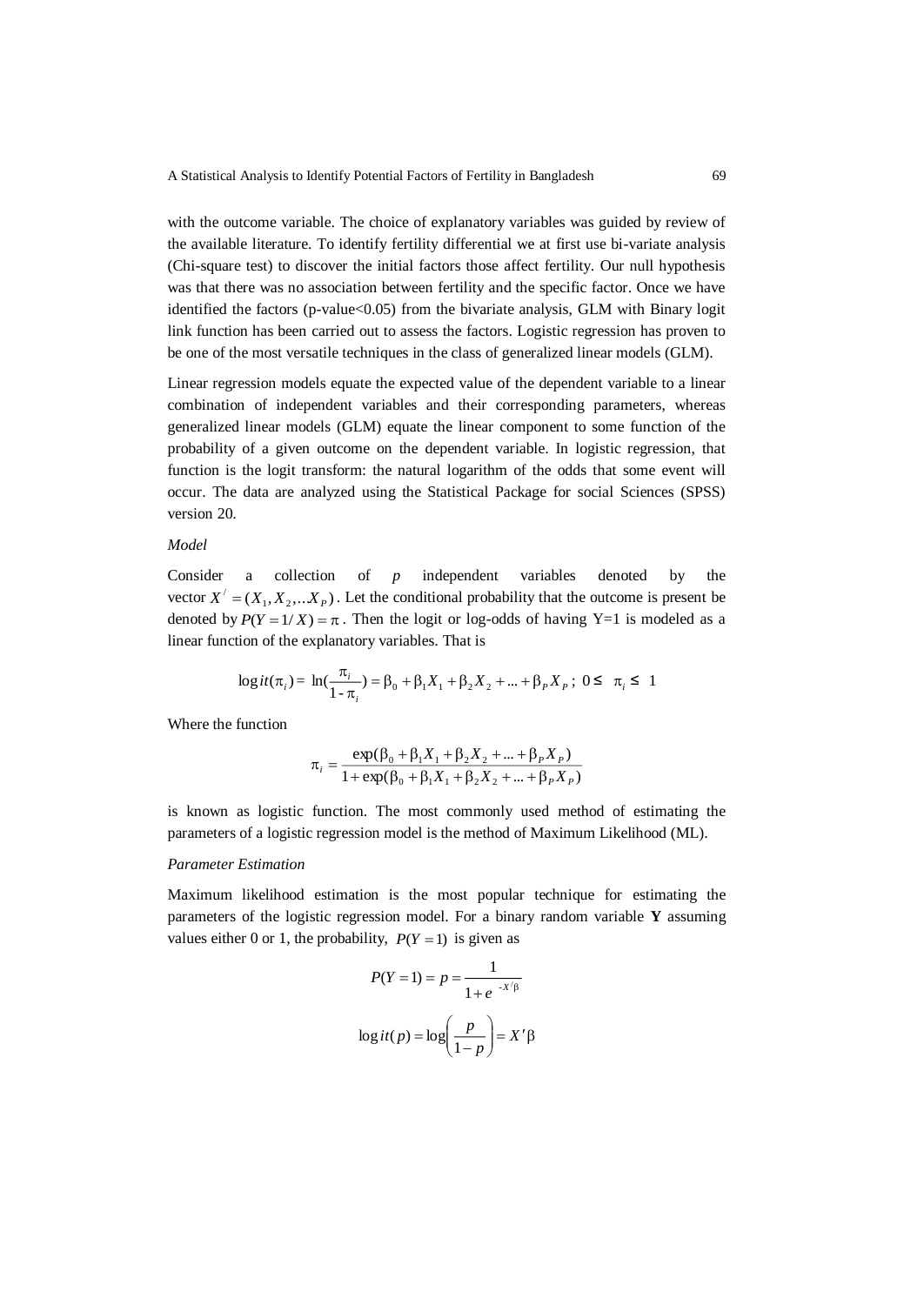with the outcome variable. The choice of explanatory variables was guided by review of the available literature. To identify fertility differential we at first use bi-variate analysis (Chi-square test) to discover the initial factors those affect fertility. Our null hypothesis was that there was no association between fertility and the specific factor. Once we have identified the factors (p-value<0.05) from the bivariate analysis, GLM with Binary logit link function has been carried out to assess the factors. Logistic regression has proven to be one of the most versatile techniques in the class of generalized linear models (GLM).

Linear regression models equate the expected value of the dependent variable to a linear combination of independent variables and their corresponding parameters, whereas generalized linear models (GLM) equate the linear component to some function of the probability of a given outcome on the dependent variable. In logistic regression, that function is the logit transform: the natural logarithm of the odds that some event will occur. The data are analyzed using the Statistical Package for social Sciences (SPSS) version 20.

*Model*

Consider a collection of $p$ independent variables denoted by the vector $X^{/} = (X_1, X_2, \ldots X_P)$. Let the conditional probability that the outcome is present be denoted by $P(Y = 1/X) = \pi$. Then the logit or log-odds of having Y=1 is modeled as a linear function of the explanatory variables. That is

$$\operatorname{logit}(\pi_i) = \ln\left(\frac{\pi_i}{1-\pi_i}\right) = \beta_0 + \beta_1 X_1 + \beta_2 X_2 + \ldots + \beta_P X_P \,;\; 0 \leq \pi_i \leq 1$$

Where the function

$$\pi_i = \frac{\exp(\beta_0 + \beta_1 X_1 + \beta_2 X_2 + \ldots + \beta_P X_P)}{1 + \exp(\beta_0 + \beta_1 X_1 + \beta_2 X_2 + \ldots + \beta_P X_P)}$$

is known as logistic function. The most commonly used method of estimating the parameters of a logistic regression model is the method of Maximum Likelihood (ML).

*Parameter Estimation*

Maximum likelihood estimation is the most popular technique for estimating the parameters of the logistic regression model. For a binary random variable **Y** assuming values either 0 or 1, the probability, $P(Y = 1)$ is given as

$$P(Y = 1) = p = \frac{1}{1 + e^{-X'\beta}}$$

$$\operatorname{logit}(p) = \log\left(\frac{p}{1-p}\right) = X'\beta$$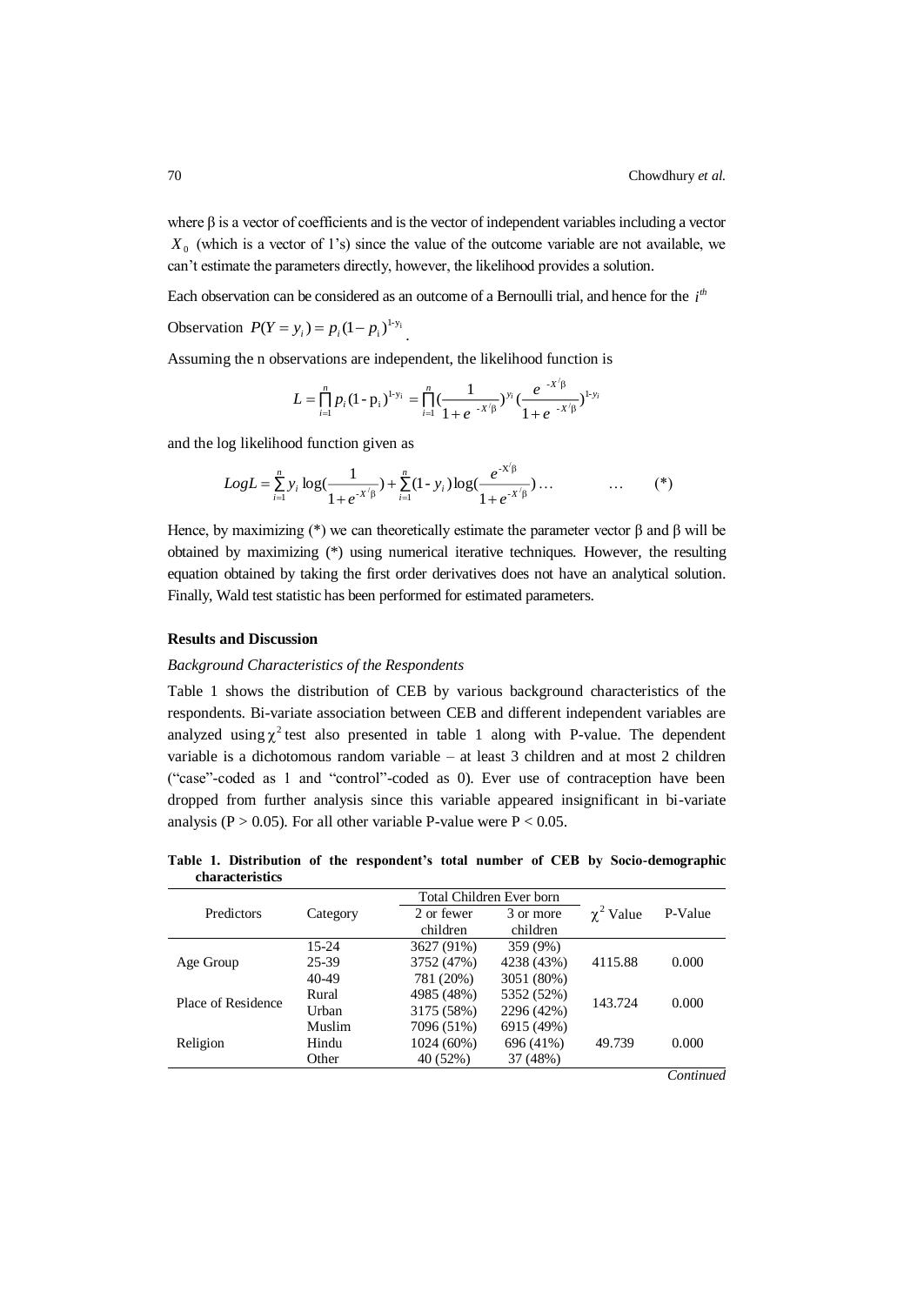where β is a vector of coefficients and is the vector of independent variables including a vector $X_0$ (which is a vector of 1's) since the value of the outcome variable are not available, we can't estimate the parameters directly, however, the likelihood provides a solution.

Each observation can be considered as an outcome of a Bernoulli trial, and hence for the $i^{th}$

Observation $P(Y = y_i) = p_i(1 - p_i)^{1-y_i}$.

Assuming the n observations are independent, the likelihood function is

$$L = \prod_{i=1}^{n} p_i(1 - p_i)^{1-y_i} = \prod_{i=1}^{n} \left(\frac{1}{1 + e^{-X'\beta}}\right)^{y_i} \left(\frac{e^{-X'\beta}}{1 + e^{-X'\beta}}\right)^{1-y_i}$$

and the log likelihood function given as

$$LogL = \sum_{i=1}^{n} y_i \log\left(\frac{1}{1 + e^{-X'\beta}}\right) + \sum_{i=1}^{n} (1 - y_i) \log\left(\frac{e^{-X'\beta}}{1 + e^{-X'\beta}}\right) \ldots \qquad \ldots \qquad (*)$$

Hence, by maximizing (*) we can theoretically estimate the parameter vector β and β will be obtained by maximizing (*) using numerical iterative techniques. However, the resulting equation obtained by taking the first order derivatives does not have an analytical solution. Finally, Wald test statistic has been performed for estimated parameters.

### Results and Discussion

*Background Characteristics of the Respondents*

Table 1 shows the distribution of CEB by various background characteristics of the respondents. Bi-variate association between CEB and different independent variables are analyzed using $\chi^2$ test also presented in table 1 along with P-value. The dependent variable is a dichotomous random variable – at least 3 children and at most 2 children ("case"-coded as 1 and "control"-coded as 0). Ever use of contraception have been dropped from further analysis since this variable appeared insignificant in bi-variate analysis ($P > 0.05$). For all other variable P-value were $P < 0.05$.

**Table 1. Distribution of the respondent's total number of CEB by Socio-demographic characteristics**

| Predictors | Category | Total Children Ever born | | $\chi^2$ Value | P-Value |
|---|---|---|---|---|---|
| | | 2 or fewer children | 3 or more children | | |
| Age Group | 15-24 | 3627 (91%) | 359 (9%) | 4115.88 | 0.000 |
| | 25-39 | 3752 (47%) | 4238 (43%) | | |
| | 40-49 | 781 (20%) | 3051 (80%) | | |
| Place of Residence | Rural | 4985 (48%) | 5352 (52%) | 143.724 | 0.000 |
| | Urban | 3175 (58%) | 2296 (42%) | | |
| Religion | Muslim | 7096 (51%) | 6915 (49%) | 49.739 | 0.000 |
| | Hindu | 1024 (60%) | 696 (41%) | | |
| | Other | 40 (52%) | 37 (48%) | | |

*Continued*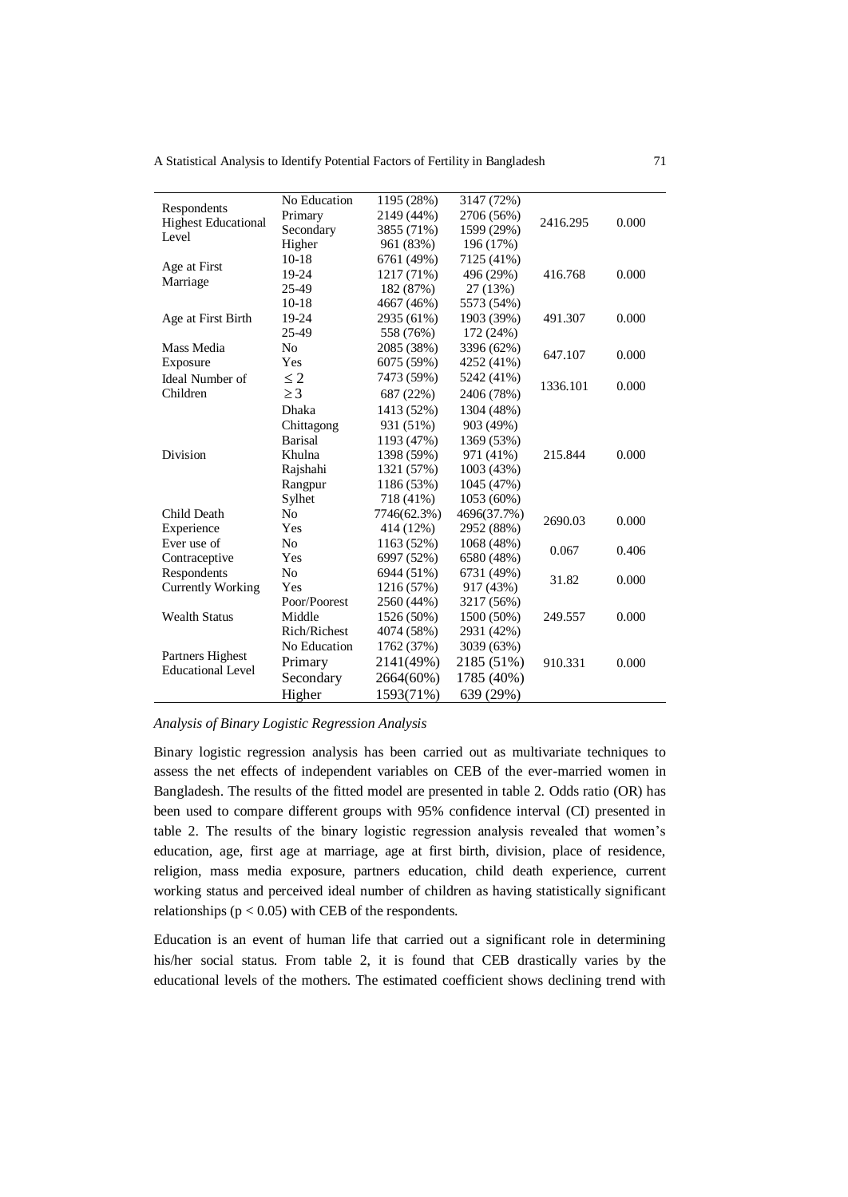| | | | | | |
|---|---|---|---|---|---|
| Respondents Highest Educational Level | No Education | 1195 (28%) | 3147 (72%) | 2416.295 | 0.000 |
| | Primary | 2149 (44%) | 2706 (56%) | | |
| | Secondary | 3855 (71%) | 1599 (29%) | | |
| | Higher | 961 (83%) | 196 (17%) | | |
| Age at First Marriage | 10-18 | 6761 (49%) | 7125 (41%) | 416.768 | 0.000 |
| | 19-24 | 1217 (71%) | 496 (29%) | | |
| | 25-49 | 182 (87%) | 27 (13%) | | |
| Age at First Birth | 10-18 | 4667 (46%) | 5573 (54%) | 491.307 | 0.000 |
| | 19-24 | 2935 (61%) | 1903 (39%) | | |
| | 25-49 | 558 (76%) | 172 (24%) | | |
| Mass Media Exposure | No | 2085 (38%) | 3396 (62%) | 647.107 | 0.000 |
| | Yes | 6075 (59%) | 4252 (41%) | | |
| Ideal Number of Children | $\leq 2$ | 7473 (59%) | 5242 (41%) | 1336.101 | 0.000 |
| | $\geq 3$ | 687 (22%) | 2406 (78%) | | |
| Division | Dhaka | 1413 (52%) | 1304 (48%) | 215.844 | 0.000 |
| | Chittagong | 931 (51%) | 903 (49%) | | |
| | Barisal | 1193 (47%) | 1369 (53%) | | |
| | Khulna | 1398 (59%) | 971 (41%) | | |
| | Rajshahi | 1321 (57%) | 1003 (43%) | | |
| | Rangpur | 1186 (53%) | 1045 (47%) | | |
| | Sylhet | 718 (41%) | 1053 (60%) | | |
| Child Death Experience | No | 7746(62.3%) | 4696(37.7%) | 2690.03 | 0.000 |
| | Yes | 414 (12%) | 2952 (88%) | | |
| Ever use of Contraceptive | No | 1163 (52%) | 1068 (48%) | 0.067 | 0.406 |
| | Yes | 6997 (52%) | 6580 (48%) | | |
| Respondents Currently Working | No | 6944 (51%) | 6731 (49%) | 31.82 | 0.000 |
| | Yes | 1216 (57%) | 917 (43%) | | |
| Wealth Status | Poor/Poorest | 2560 (44%) | 3217 (56%) | 249.557 | 0.000 |
| | Middle | 1526 (50%) | 1500 (50%) | | |
| | Rich/Richest | 4074 (58%) | 2931 (42%) | | |
| Partners Highest Educational Level | No Education | 1762 (37%) | 3039 (63%) | 910.331 | 0.000 |
| | Primary | 2141(49%) | 2185 (51%) | | |
| | Secondary | 2664(60%) | 1785 (40%) | | |
| | Higher | 1593(71%) | 639 (29%) | | |

*Analysis of Binary Logistic Regression Analysis*

Binary logistic regression analysis has been carried out as multivariate techniques to assess the net effects of independent variables on CEB of the ever-married women in Bangladesh. The results of the fitted model are presented in table 2. Odds ratio (OR) has been used to compare different groups with 95% confidence interval (CI) presented in table 2. The results of the binary logistic regression analysis revealed that women's education, age, first age at marriage, age at first birth, division, place of residence, religion, mass media exposure, partners education, child death experience, current working status and perceived ideal number of children as having statistically significant relationships ($p < 0.05$) with CEB of the respondents.

Education is an event of human life that carried out a significant role in determining his/her social status. From table 2, it is found that CEB drastically varies by the educational levels of the mothers. The estimated coefficient shows declining trend with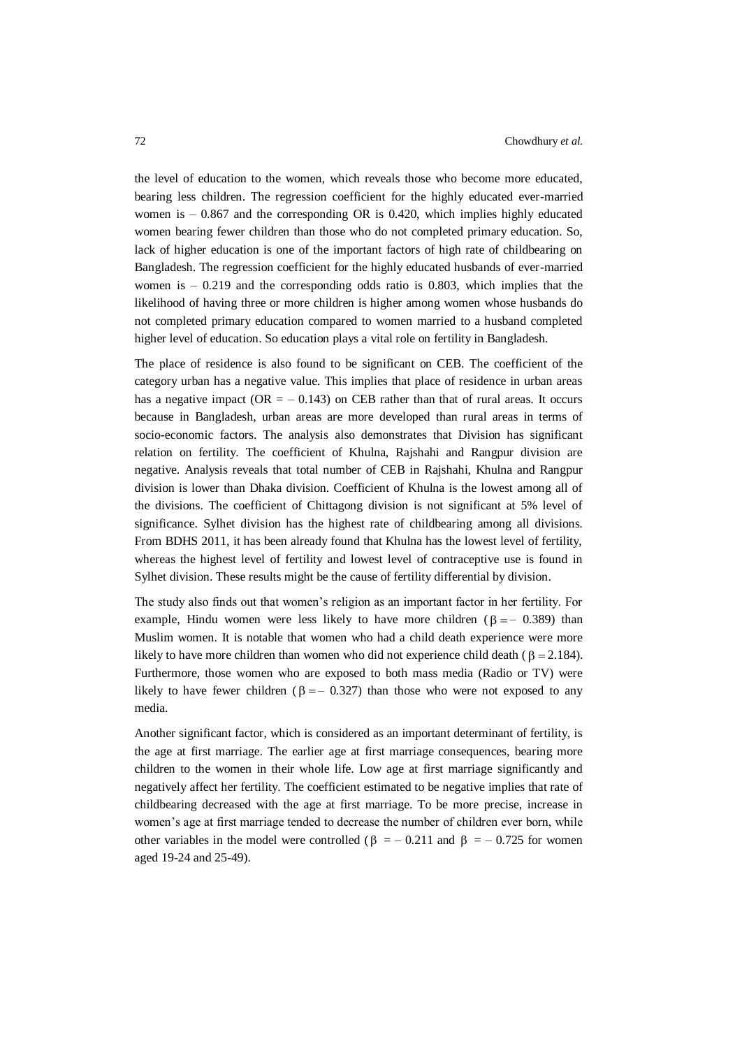the level of education to the women, which reveals those who become more educated, bearing less children. The regression coefficient for the highly educated ever-married women is – 0.867 and the corresponding OR is 0.420, which implies highly educated women bearing fewer children than those who do not completed primary education. So, lack of higher education is one of the important factors of high rate of childbearing on Bangladesh. The regression coefficient for the highly educated husbands of ever-married women is – 0.219 and the corresponding odds ratio is 0.803, which implies that the likelihood of having three or more children is higher among women whose husbands do not completed primary education compared to women married to a husband completed higher level of education. So education plays a vital role on fertility in Bangladesh.

The place of residence is also found to be significant on CEB. The coefficient of the category urban has a negative value. This implies that place of residence in urban areas has a negative impact (OR = – 0.143) on CEB rather than that of rural areas. It occurs because in Bangladesh, urban areas are more developed than rural areas in terms of socio-economic factors. The analysis also demonstrates that Division has significant relation on fertility. The coefficient of Khulna, Rajshahi and Rangpur division are negative. Analysis reveals that total number of CEB in Rajshahi, Khulna and Rangpur division is lower than Dhaka division. Coefficient of Khulna is the lowest among all of the divisions. The coefficient of Chittagong division is not significant at 5% level of significance. Sylhet division has the highest rate of childbearing among all divisions. From BDHS 2011, it has been already found that Khulna has the lowest level of fertility, whereas the highest level of fertility and lowest level of contraceptive use is found in Sylhet division. These results might be the cause of fertility differential by division.

The study also finds out that women's religion as an important factor in her fertility. For example, Hindu women were less likely to have more children ($\beta = -0.389$) than Muslim women. It is notable that women who had a child death experience were more likely to have more children than women who did not experience child death ($\beta = 2.184$). Furthermore, those women who are exposed to both mass media (Radio or TV) were likely to have fewer children ($\beta = -0.327$) than those who were not exposed to any media.

Another significant factor, which is considered as an important determinant of fertility, is the age at first marriage. The earlier age at first marriage consequences, bearing more children to the women in their whole life. Low age at first marriage significantly and negatively affect her fertility. The coefficient estimated to be negative implies that rate of childbearing decreased with the age at first marriage. To be more precise, increase in women's age at first marriage tended to decrease the number of children ever born, while other variables in the model were controlled ($\beta = -0.211$ and $\beta = -0.725$ for women aged 19-24 and 25-49).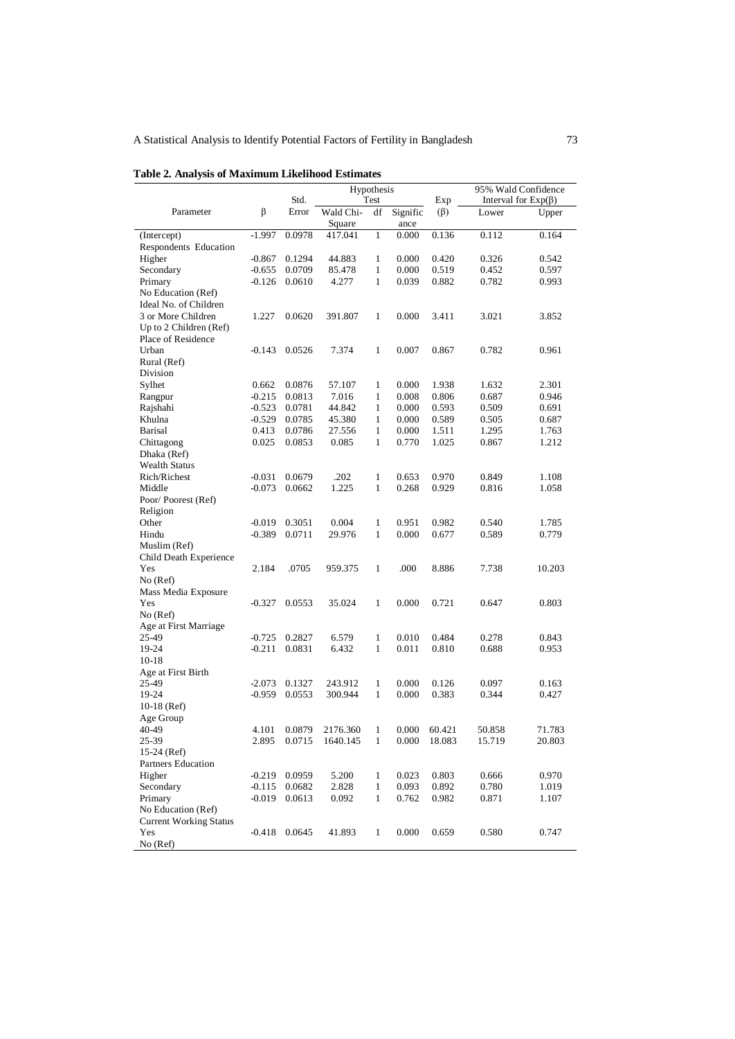**Table 2. Analysis of Maximum Likelihood Estimates**

| Parameter | β | Std. Error | Hypothesis Test | | | Exp (β) | 95% Wald Confidence Interval for Exp(β) | |
|---|---|---|---|---|---|---|---|---|
| | | | Wald Chi-Square | df | Significance | | Lower | Upper |
| (Intercept) | -1.997 | 0.0978 | 417.041 | 1 | 0.000 | 0.136 | 0.112 | 0.164 |
| Respondents Education | | | | | | | | |
| Higher | -0.867 | 0.1294 | 44.883 | 1 | 0.000 | 0.420 | 0.326 | 0.542 |
| Secondary | -0.655 | 0.0709 | 85.478 | 1 | 0.000 | 0.519 | 0.452 | 0.597 |
| Primary | -0.126 | 0.0610 | 4.277 | 1 | 0.039 | 0.882 | 0.782 | 0.993 |
| No Education (Ref) | | | | | | | | |
| Ideal No. of Children | | | | | | | | |
| 3 or More Children | 1.227 | 0.0620 | 391.807 | 1 | 0.000 | 3.411 | 3.021 | 3.852 |
| Up to 2 Children (Ref) | | | | | | | | |
| Place of Residence | | | | | | | | |
| Urban | -0.143 | 0.0526 | 7.374 | 1 | 0.007 | 0.867 | 0.782 | 0.961 |
| Rural (Ref) | | | | | | | | |
| Division | | | | | | | | |
| Sylhet | 0.662 | 0.0876 | 57.107 | 1 | 0.000 | 1.938 | 1.632 | 2.301 |
| Rangpur | -0.215 | 0.0813 | 7.016 | 1 | 0.008 | 0.806 | 0.687 | 0.946 |
| Rajshahi | -0.523 | 0.0781 | 44.842 | 1 | 0.000 | 0.593 | 0.509 | 0.691 |
| Khulna | -0.529 | 0.0785 | 45.380 | 1 | 0.000 | 0.589 | 0.505 | 0.687 |
| Barisal | 0.413 | 0.0786 | 27.556 | 1 | 0.000 | 1.511 | 1.295 | 1.763 |
| Chittagong | 0.025 | 0.0853 | 0.085 | 1 | 0.770 | 1.025 | 0.867 | 1.212 |
| Dhaka (Ref) | | | | | | | | |
| Wealth Status | | | | | | | | |
| Rich/Richest | -0.031 | 0.0679 | .202 | 1 | 0.653 | 0.970 | 0.849 | 1.108 |
| Middle | -0.073 | 0.0662 | 1.225 | 1 | 0.268 | 0.929 | 0.816 | 1.058 |
| Poor/ Poorest (Ref) | | | | | | | | |
| Religion | | | | | | | | |
| Other | -0.019 | 0.3051 | 0.004 | 1 | 0.951 | 0.982 | 0.540 | 1.785 |
| Hindu | -0.389 | 0.0711 | 29.976 | 1 | 0.000 | 0.677 | 0.589 | 0.779 |
| Muslim (Ref) | | | | | | | | |
| Child Death Experience | | | | | | | | |
| Yes | 2.184 | .0705 | 959.375 | 1 | .000 | 8.886 | 7.738 | 10.203 |
| No (Ref) | | | | | | | | |
| Mass Media Exposure | | | | | | | | |
| Yes | -0.327 | 0.0553 | 35.024 | 1 | 0.000 | 0.721 | 0.647 | 0.803 |
| No (Ref) | | | | | | | | |
| Age at First Marriage | | | | | | | | |
| 25-49 | -0.725 | 0.2827 | 6.579 | 1 | 0.010 | 0.484 | 0.278 | 0.843 |
| 19-24 | -0.211 | 0.0831 | 6.432 | 1 | 0.011 | 0.810 | 0.688 | 0.953 |
| 10-18 | | | | | | | | |
| Age at First Birth | | | | | | | | |
| 25-49 | -2.073 | 0.1327 | 243.912 | 1 | 0.000 | 0.126 | 0.097 | 0.163 |
| 19-24 | -0.959 | 0.0553 | 300.944 | 1 | 0.000 | 0.383 | 0.344 | 0.427 |
| 10-18 (Ref) | | | | | | | | |
| Age Group | | | | | | | | |
| 40-49 | 4.101 | 0.0879 | 2176.360 | 1 | 0.000 | 60.421 | 50.858 | 71.783 |
| 25-39 | 2.895 | 0.0715 | 1640.145 | 1 | 0.000 | 18.083 | 15.719 | 20.803 |
| 15-24 (Ref) | | | | | | | | |
| Partners Education | | | | | | | | |
| Higher | -0.219 | 0.0959 | 5.200 | 1 | 0.023 | 0.803 | 0.666 | 0.970 |
| Secondary | -0.115 | 0.0682 | 2.828 | 1 | 0.093 | 0.892 | 0.780 | 1.019 |
| Primary | -0.019 | 0.0613 | 0.092 | 1 | 0.762 | 0.982 | 0.871 | 1.107 |
| No Education (Ref) | | | | | | | | |
| Current Working Status | | | | | | | | |
| Yes | -0.418 | 0.0645 | 41.893 | 1 | 0.000 | 0.659 | 0.580 | 0.747 |
| No (Ref) | | | | | | | | |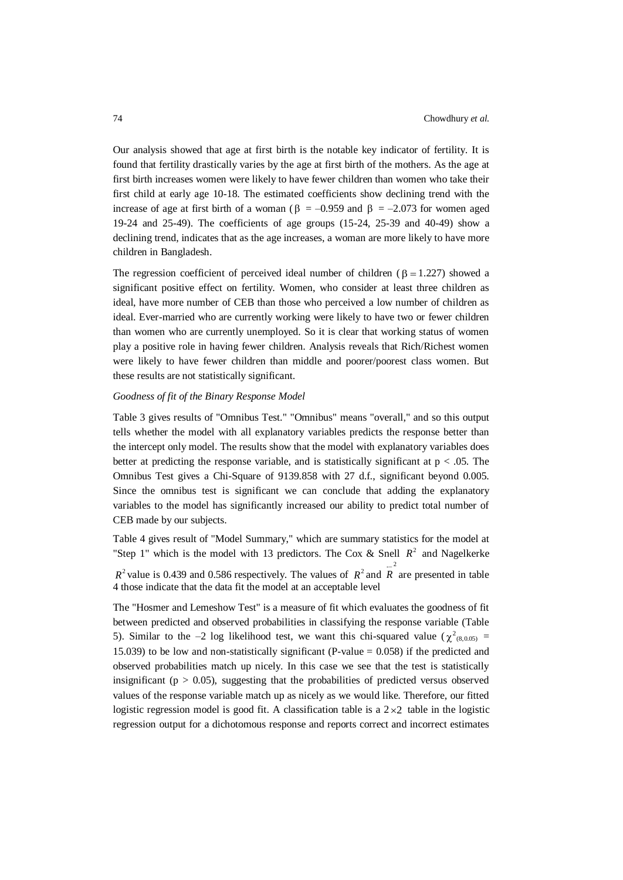Our analysis showed that age at first birth is the notable key indicator of fertility. It is found that fertility drastically varies by the age at first birth of the mothers. As the age at first birth increases women were likely to have fewer children than women who take their first child at early age 10-18. The estimated coefficients show declining trend with the increase of age at first birth of a woman ($\beta$ = –0.959 and $\beta$ = –2.073 for women aged 19-24 and 25-49). The coefficients of age groups (15-24, 25-39 and 40-49) show a declining trend, indicates that as the age increases, a woman are more likely to have more children in Bangladesh.

The regression coefficient of perceived ideal number of children ($\beta = 1.227$) showed a significant positive effect on fertility. Women, who consider at least three children as ideal, have more number of CEB than those who perceived a low number of children as ideal. Ever-married who are currently working were likely to have two or fewer children than women who are currently unemployed. So it is clear that working status of women play a positive role in having fewer children. Analysis reveals that Rich/Richest women were likely to have fewer children than middle and poorer/poorest class women. But these results are not statistically significant.

*Goodness of fit of the Binary Response Model*

Table 3 gives results of "Omnibus Test." "Omnibus" means "overall," and so this output tells whether the model with all explanatory variables predicts the response better than the intercept only model. The results show that the model with explanatory variables does better at predicting the response variable, and is statistically significant at $p < .05$. The Omnibus Test gives a Chi-Square of 9139.858 with 27 d.f., significant beyond 0.005. Since the omnibus test is significant we can conclude that adding the explanatory variables to the model has significantly increased our ability to predict total number of CEB made by our subjects.

Table 4 gives result of "Model Summary," which are summary statistics for the model at "Step 1" which is the model with 13 predictors. The Cox & Snell $R^2$ and Nagelkerke $R^2$ value is 0.439 and 0.586 respectively. The values of $R^2$ and $\bar{R}^2$ are presented in table 4 those indicate that the data fit the model at an acceptable level

The "Hosmer and Lemeshow Test" is a measure of fit which evaluates the goodness of fit between predicted and observed probabilities in classifying the response variable (Table 5). Similar to the –2 log likelihood test, we want this chi-squared value ($\chi^2_{(8,0.05)}$ = 15.039) to be low and non-statistically significant (P-value = 0.058) if the predicted and observed probabilities match up nicely. In this case we see that the test is statistically insignificant ($p > 0.05$), suggesting that the probabilities of predicted versus observed values of the response variable match up as nicely as we would like. Therefore, our fitted logistic regression model is good fit. A classification table is a $2 \times 2$ table in the logistic regression output for a dichotomous response and reports correct and incorrect estimates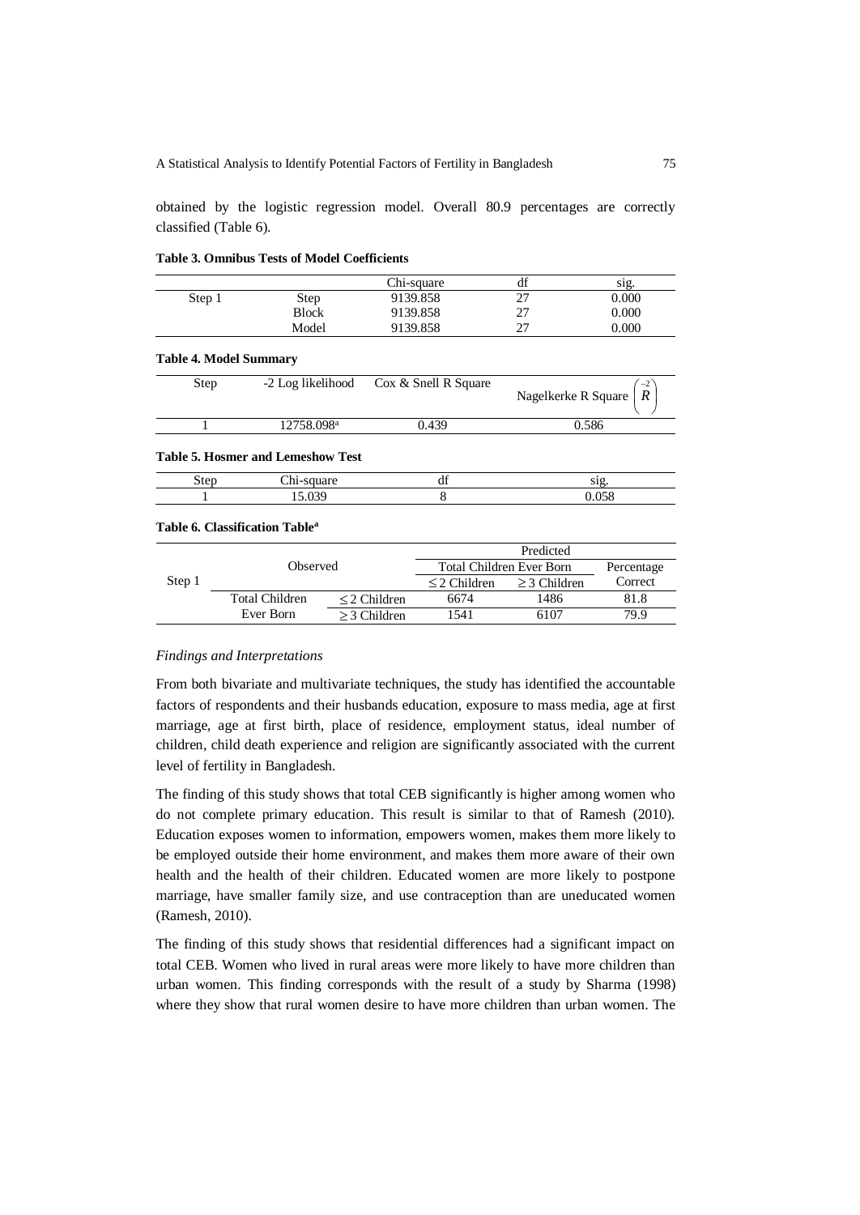obtained by the logistic regression model. Overall 80.9 percentages are correctly classified (Table 6).

**Table 3. Omnibus Tests of Model Coefficients**

| | | Chi-square | df | sig. |
|---|---|---|---|---|
| Step 1 | Step | 9139.858 | 27 | 0.000 |
| | Block | 9139.858 | 27 | 0.000 |
| | Model | 9139.858 | 27 | 0.000 |

**Table 4. Model Summary**

| Step | -2 Log likelihood | Cox & Snell R Square | Nagelkerke R Square $\left(\bar{R}^{2}\right)$ |
|---|---|---|---|
| 1 | 12758.098[a] | 0.439 | 0.586 |

**Table 5. Hosmer and Lemeshow Test**

| Step | Chi-square | df | sig. |
|---|---|---|---|
| 1 | 15.039 | 8 | 0.058 |

**Table 6. Classification Table[a]**

| | Observed | | Predicted | | |
|---|---|---|---|---|---|
| | | | Total Children Ever Born | | Percentage |
| Step 1 | | | $\leq 2$ Children | $\geq 3$ Children | Correct |
| | Total Children Ever Born | $\leq 2$ Children | 6674 | 1486 | 81.8 |
| | | $\geq 3$ Children | 1541 | 6107 | 79.9 |

*Findings and Interpretations*

From both bivariate and multivariate techniques, the study has identified the accountable factors of respondents and their husbands education, exposure to mass media, age at first marriage, age at first birth, place of residence, employment status, ideal number of children, child death experience and religion are significantly associated with the current level of fertility in Bangladesh.

The finding of this study shows that total CEB significantly is higher among women who do not complete primary education. This result is similar to that of Ramesh (2010). Education exposes women to information, empowers women, makes them more likely to be employed outside their home environment, and makes them more aware of their own health and the health of their children. Educated women are more likely to postpone marriage, have smaller family size, and use contraception than are uneducated women (Ramesh, 2010).

The finding of this study shows that residential differences had a significant impact on total CEB. Women who lived in rural areas were more likely to have more children than urban women. This finding corresponds with the result of a study by Sharma (1998) where they show that rural women desire to have more children than urban women. The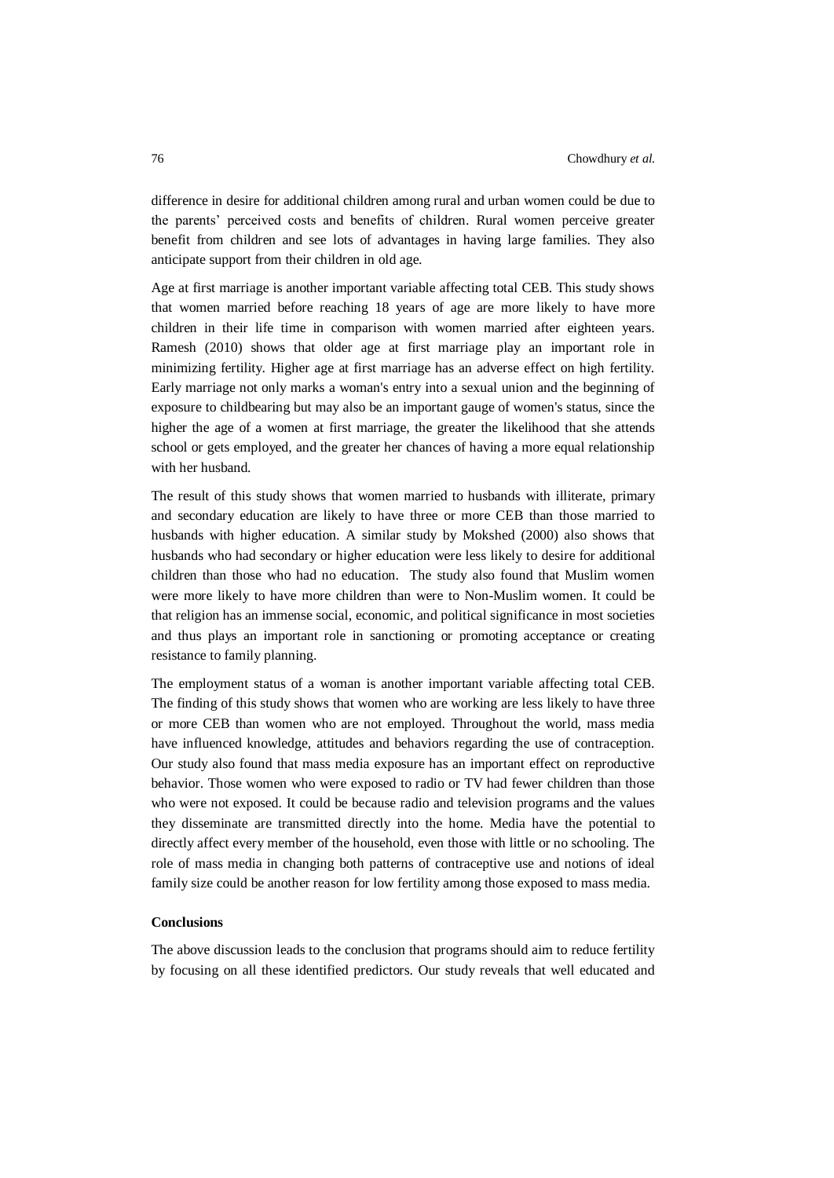difference in desire for additional children among rural and urban women could be due to the parents' perceived costs and benefits of children. Rural women perceive greater benefit from children and see lots of advantages in having large families. They also anticipate support from their children in old age.

Age at first marriage is another important variable affecting total CEB. This study shows that women married before reaching 18 years of age are more likely to have more children in their life time in comparison with women married after eighteen years. Ramesh (2010) shows that older age at first marriage play an important role in minimizing fertility. Higher age at first marriage has an adverse effect on high fertility. Early marriage not only marks a woman's entry into a sexual union and the beginning of exposure to childbearing but may also be an important gauge of women's status, since the higher the age of a women at first marriage, the greater the likelihood that she attends school or gets employed, and the greater her chances of having a more equal relationship with her husband.

The result of this study shows that women married to husbands with illiterate, primary and secondary education are likely to have three or more CEB than those married to husbands with higher education. A similar study by Mokshed (2000) also shows that husbands who had secondary or higher education were less likely to desire for additional children than those who had no education. The study also found that Muslim women were more likely to have more children than were to Non-Muslim women. It could be that religion has an immense social, economic, and political significance in most societies and thus plays an important role in sanctioning or promoting acceptance or creating resistance to family planning.

The employment status of a woman is another important variable affecting total CEB. The finding of this study shows that women who are working are less likely to have three or more CEB than women who are not employed. Throughout the world, mass media have influenced knowledge, attitudes and behaviors regarding the use of contraception. Our study also found that mass media exposure has an important effect on reproductive behavior. Those women who were exposed to radio or TV had fewer children than those who were not exposed. It could be because radio and television programs and the values they disseminate are transmitted directly into the home. Media have the potential to directly affect every member of the household, even those with little or no schooling. The role of mass media in changing both patterns of contraceptive use and notions of ideal family size could be another reason for low fertility among those exposed to mass media.

**Conclusions**

The above discussion leads to the conclusion that programs should aim to reduce fertility by focusing on all these identified predictors. Our study reveals that well educated and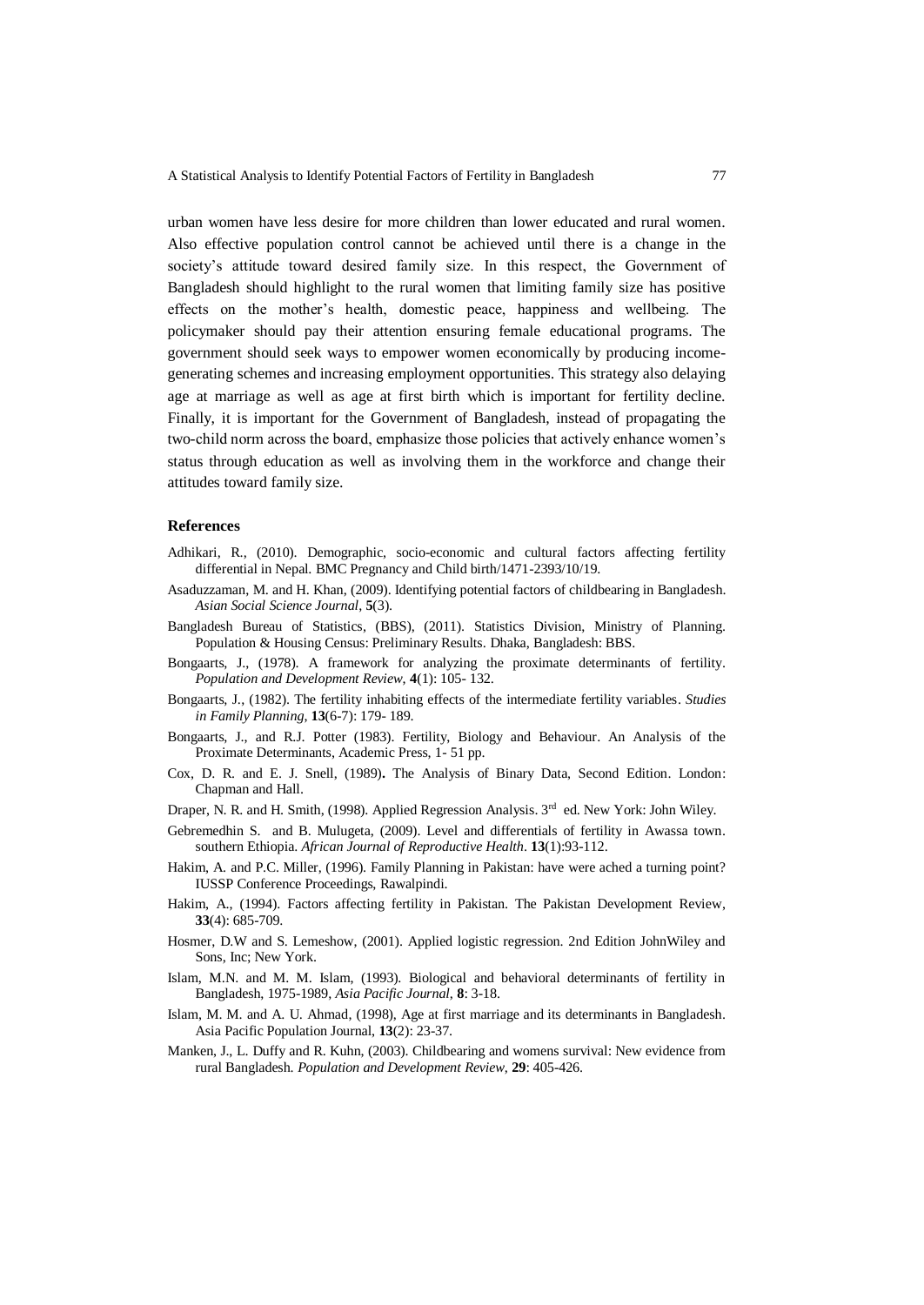urban women have less desire for more children than lower educated and rural women. Also effective population control cannot be achieved until there is a change in the society's attitude toward desired family size. In this respect, the Government of Bangladesh should highlight to the rural women that limiting family size has positive effects on the mother's health, domestic peace, happiness and wellbeing. The policymaker should pay their attention ensuring female educational programs. The government should seek ways to empower women economically by producing income-generating schemes and increasing employment opportunities. This strategy also delaying age at marriage as well as age at first birth which is important for fertility decline. Finally, it is important for the Government of Bangladesh, instead of propagating the two-child norm across the board, emphasize those policies that actively enhance women's status through education as well as involving them in the workforce and change their attitudes toward family size.

### References

Adhikari, R., (2010). Demographic, socio-economic and cultural factors affecting fertility differential in Nepal. BMC Pregnancy and Child birth/1471-2393/10/19.

Asaduzzaman, M. and H. Khan, (2009). Identifying potential factors of childbearing in Bangladesh. *Asian Social Science Journal*, **5**(3).

Bangladesh Bureau of Statistics, (BBS), (2011). Statistics Division, Ministry of Planning. Population & Housing Census: Preliminary Results. Dhaka, Bangladesh: BBS.

Bongaarts, J., (1978). A framework for analyzing the proximate determinants of fertility. *Population and Development Review*, **4**(1): 105- 132.

Bongaarts, J., (1982). The fertility inhabiting effects of the intermediate fertility variables. *Studies in Family Planning*, **13**(6-7): 179- 189.

Bongaarts, J., and R.J. Potter (1983). Fertility, Biology and Behaviour. An Analysis of the Proximate Determinants, Academic Press, 1- 51 pp.

Cox, D. R. and E. J. Snell, (1989). The Analysis of Binary Data, Second Edition. London: Chapman and Hall.

Draper, N. R. and H. Smith, (1998). Applied Regression Analysis. 3rd ed. New York: John Wiley.

Gebremedhin S. and B. Mulugeta, (2009). Level and differentials of fertility in Awassa town. southern Ethiopia. *African Journal of Reproductive Health*. **13**(1):93-112.

Hakim, A. and P.C. Miller, (1996). Family Planning in Pakistan: have were ached a turning point? IUSSP Conference Proceedings, Rawalpindi.

Hakim, A., (1994). Factors affecting fertility in Pakistan. The Pakistan Development Review, **33**(4): 685-709.

Hosmer, D.W and S. Lemeshow, (2001). Applied logistic regression. 2nd Edition JohnWiley and Sons, Inc; New York.

Islam, M.N. and M. M. Islam, (1993). Biological and behavioral determinants of fertility in Bangladesh, 1975-1989, *Asia Pacific Journal*, **8**: 3-18.

Islam, M. M. and A. U. Ahmad, (1998), Age at first marriage and its determinants in Bangladesh. Asia Pacific Population Journal, **13**(2): 23-37.

Manken, J., L. Duffy and R. Kuhn, (2003). Childbearing and womens survival: New evidence from rural Bangladesh. *Population and Development Review*, **29**: 405-426.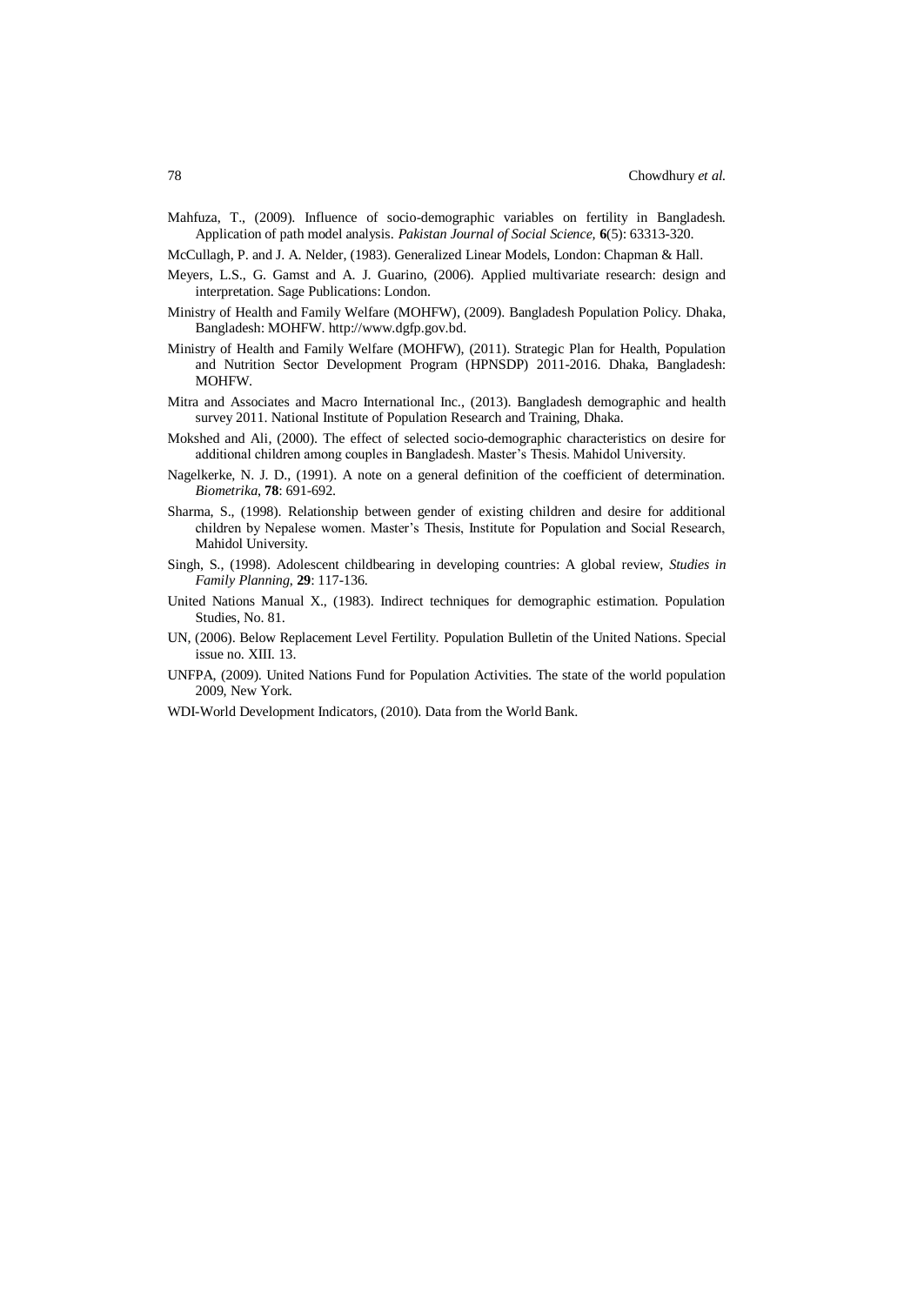Mahfuza, T., (2009). Influence of socio-demographic variables on fertility in Bangladesh. Application of path model analysis. *Pakistan Journal of Social Science*, **6**(5): 63313-320.

McCullagh, P. and J. A. Nelder, (1983). Generalized Linear Models, London: Chapman & Hall.

Meyers, L.S., G. Gamst and A. J. Guarino, (2006). Applied multivariate research: design and interpretation. Sage Publications: London.

Ministry of Health and Family Welfare (MOHFW), (2009). Bangladesh Population Policy. Dhaka, Bangladesh: MOHFW. http://www.dgfp.gov.bd.

Ministry of Health and Family Welfare (MOHFW), (2011). Strategic Plan for Health, Population and Nutrition Sector Development Program (HPNSDP) 2011-2016. Dhaka, Bangladesh: MOHFW.

Mitra and Associates and Macro International Inc., (2013). Bangladesh demographic and health survey 2011. National Institute of Population Research and Training, Dhaka.

Mokshed and Ali, (2000). The effect of selected socio-demographic characteristics on desire for additional children among couples in Bangladesh. Master's Thesis. Mahidol University.

Nagelkerke, N. J. D., (1991). A note on a general definition of the coefficient of determination. *Biometrika*, **78**: 691-692.

Sharma, S., (1998). Relationship between gender of existing children and desire for additional children by Nepalese women. Master's Thesis, Institute for Population and Social Research, Mahidol University.

Singh, S., (1998). Adolescent childbearing in developing countries: A global review, *Studies in Family Planning*, **29**: 117-136.

United Nations Manual X., (1983). Indirect techniques for demographic estimation. Population Studies, No. 81.

UN, (2006). Below Replacement Level Fertility. Population Bulletin of the United Nations. Special issue no. XIII. 13.

UNFPA, (2009). United Nations Fund for Population Activities. The state of the world population 2009, New York.

WDI-World Development Indicators, (2010). Data from the World Bank.